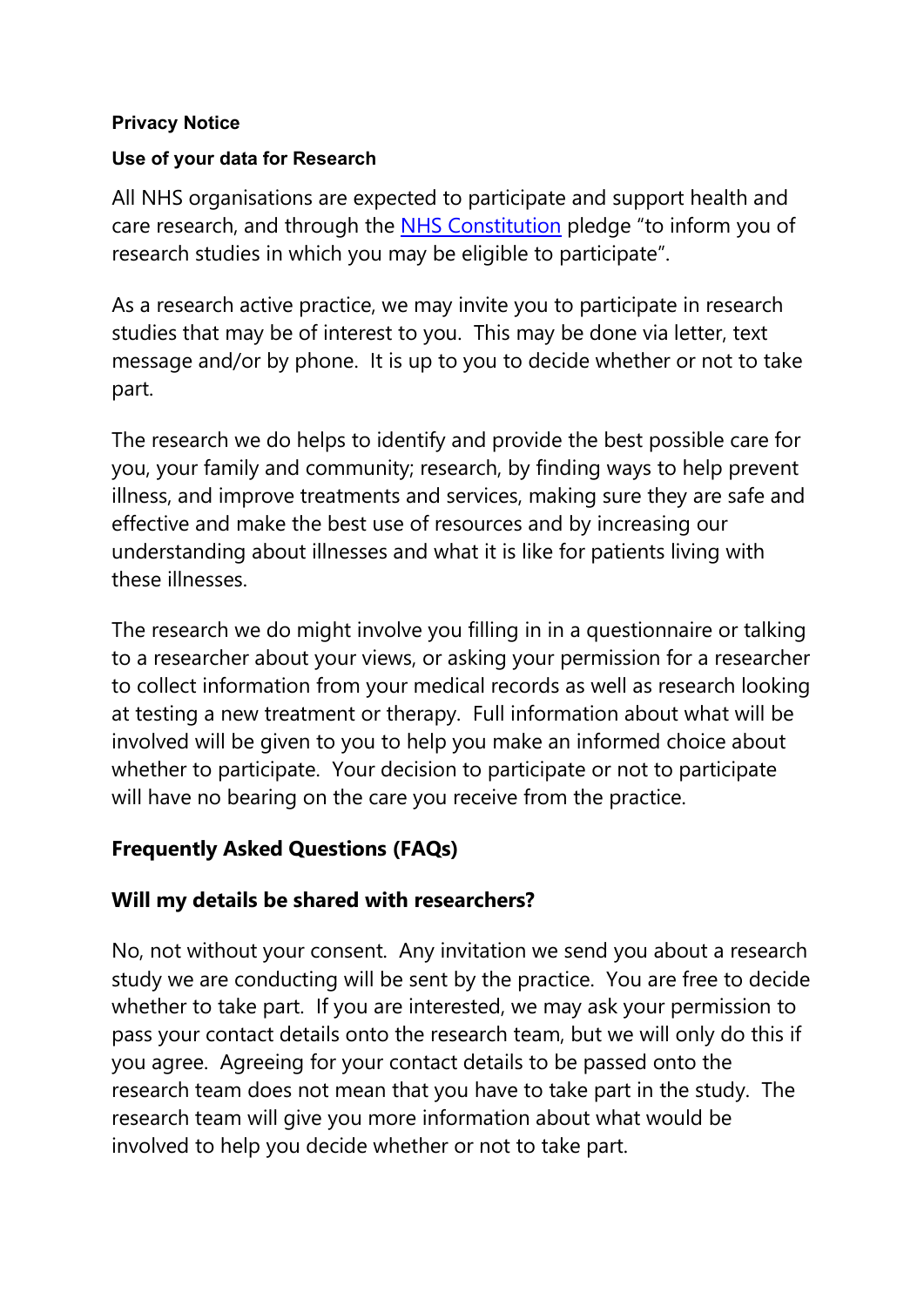**Privacy Notice**

**Use of your data for Research**

All NHS organisations are expected to participate and support health and care research, and through the [NHS Constitution](NHS Constitution) pledge "to inform you of research studies in which you may be eligible to participate".

As a research active practice, we may invite you to participate in research studies that may be of interest to you. This may be done via letter, text message and/or by phone. It is up to you to decide whether or not to take part.

The research we do helps to identify and provide the best possible care for you, your family and community; research, by finding ways to help prevent illness, and improve treatments and services, making sure they are safe and effective and make the best use of resources and by increasing our understanding about illnesses and what it is like for patients living with these illnesses.

The research we do might involve you filling in in a questionnaire or talking to a researcher about your views, or asking your permission for a researcher to collect information from your medical records as well as research looking at testing a new treatment or therapy. Full information about what will be involved will be given to you to help you make an informed choice about whether to participate. Your decision to participate or not to participate will have no bearing on the care you receive from the practice.

## Frequently Asked Questions (FAQs)

### Will my details be shared with researchers?

No, not without your consent. Any invitation we send you about a research study we are conducting will be sent by the practice. You are free to decide whether to take part. If you are interested, we may ask your permission to pass your contact details onto the research team, but we will only do this if you agree. Agreeing for your contact details to be passed onto the research team does not mean that you have to take part in the study. The research team will give you more information about what would be involved to help you decide whether or not to take part.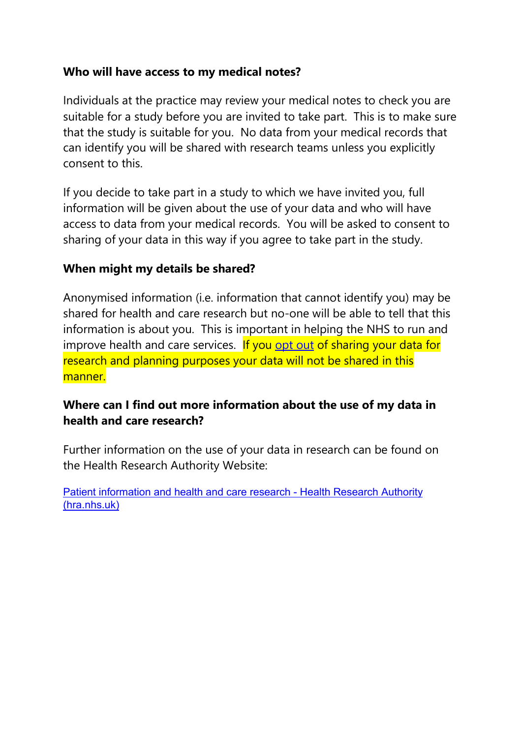**Who will have access to my medical notes?**

Individuals at the practice may review your medical notes to check you are suitable for a study before you are invited to take part. This is to make sure that the study is suitable for you. No data from your medical records that can identify you will be shared with research teams unless you explicitly consent to this.

If you decide to take part in a study to which we have invited you, full information will be given about the use of your data and who will have access to data from your medical records. You will be asked to consent to sharing of your data in this way if you agree to take part in the study.

**When might my details be shared?**

Anonymised information (i.e. information that cannot identify you) may be shared for health and care research but no-one will be able to tell that this information is about you. This is important in helping the NHS to run and improve health and care services. If you opt out of sharing your data for research and planning purposes your data will not be shared in this manner.

**Where can I find out more information about the use of my data in health and care research?**

Further information on the use of your data in research can be found on the Health Research Authority Website:

Patient information and health and care research - Health Research Authority (hra.nhs.uk)